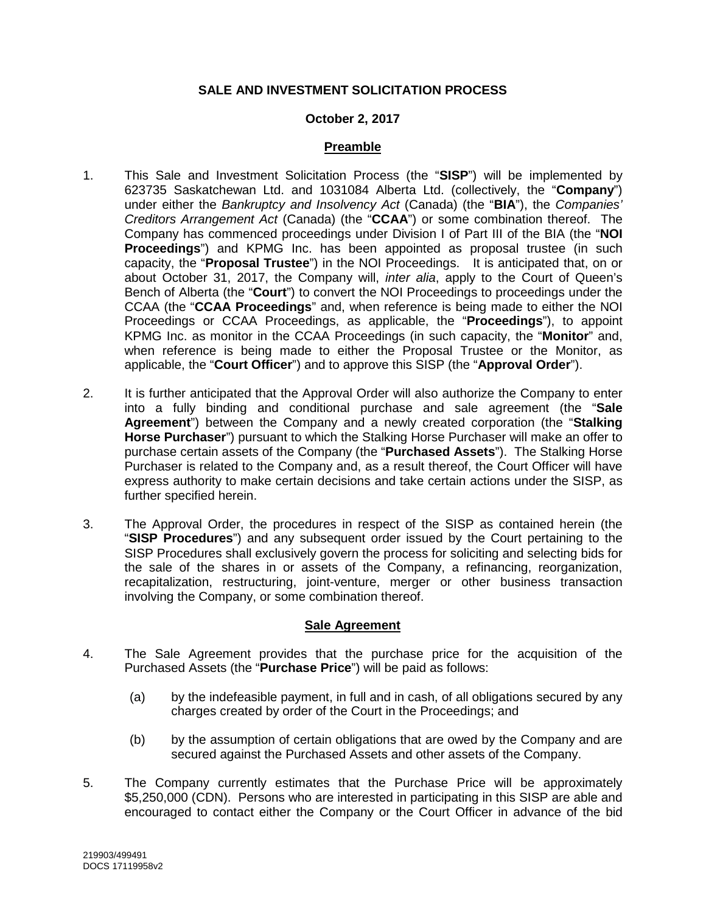# SALE AND INVESTMENT SOLICITATION PROCESS

## October 2, 2017

### Preamble

1. This Sale and Investment Solicitation Process (the "**SISP**") will be implemented by 623735 Saskatchewan Ltd. and 1031084 Alberta Ltd. (collectively, the "**Company**") under either the *Bankruptcy and Insolvency Act* (Canada) (the "**BIA**"), the *Companies' Creditors Arrangement Act* (Canada) (the "**CCAA**") or some combination thereof. The Company has commenced proceedings under Division I of Part III of the BIA (the "**NOI Proceedings**") and KPMG Inc. has been appointed as proposal trustee (in such capacity, the "**Proposal Trustee**") in the NOI Proceedings. It is anticipated that, on or about October 31, 2017, the Company will, *inter alia*, apply to the Court of Queen's Bench of Alberta (the "**Court**") to convert the NOI Proceedings to proceedings under the CCAA (the "**CCAA Proceedings**" and, when reference is being made to either the NOI Proceedings or CCAA Proceedings, as applicable, the "**Proceedings**"), to appoint KPMG Inc. as monitor in the CCAA Proceedings (in such capacity, the "**Monitor**" and, when reference is being made to either the Proposal Trustee or the Monitor, as applicable, the "**Court Officer**") and to approve this SISP (the "**Approval Order**").

2. It is further anticipated that the Approval Order will also authorize the Company to enter into a fully binding and conditional purchase and sale agreement (the "**Sale Agreement**") between the Company and a newly created corporation (the "**Stalking Horse Purchaser**") pursuant to which the Stalking Horse Purchaser will make an offer to purchase certain assets of the Company (the "**Purchased Assets**"). The Stalking Horse Purchaser is related to the Company and, as a result thereof, the Court Officer will have express authority to make certain decisions and take certain actions under the SISP, as further specified herein.

3. The Approval Order, the procedures in respect of the SISP as contained herein (the "**SISP Procedures**") and any subsequent order issued by the Court pertaining to the SISP Procedures shall exclusively govern the process for soliciting and selecting bids for the sale of the shares in or assets of the Company, a refinancing, reorganization, recapitalization, restructuring, joint-venture, merger or other business transaction involving the Company, or some combination thereof.

### Sale Agreement

4. The Sale Agreement provides that the purchase price for the acquisition of the Purchased Assets (the "**Purchase Price**") will be paid as follows:

   (a) by the indefeasible payment, in full and in cash, of all obligations secured by any charges created by order of the Court in the Proceedings; and

   (b) by the assumption of certain obligations that are owed by the Company and are secured against the Purchased Assets and other assets of the Company.

5. The Company currently estimates that the Purchase Price will be approximately $5,250,000 (CDN). Persons who are interested in participating in this SISP are able and encouraged to contact either the Company or the Court Officer in advance of the bid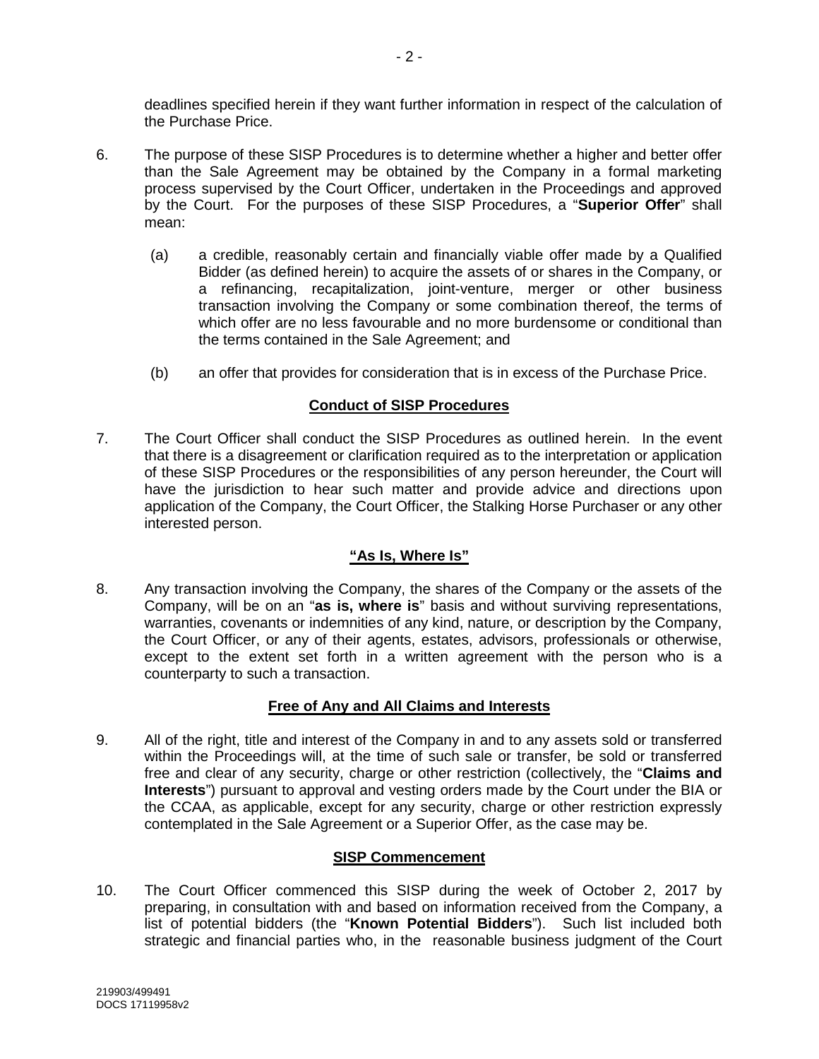deadlines specified herein if they want further information in respect of the calculation of the Purchase Price.

6. The purpose of these SISP Procedures is to determine whether a higher and better offer than the Sale Agreement may be obtained by the Company in a formal marketing process supervised by the Court Officer, undertaken in the Proceedings and approved by the Court. For the purposes of these SISP Procedures, a "**Superior Offer**" shall mean:

   (a) a credible, reasonably certain and financially viable offer made by a Qualified Bidder (as defined herein) to acquire the assets of or shares in the Company, or a refinancing, recapitalization, joint-venture, merger or other business transaction involving the Company or some combination thereof, the terms of which offer are no less favourable and no more burdensome or conditional than the terms contained in the Sale Agreement; and

   (b) an offer that provides for consideration that is in excess of the Purchase Price.

## Conduct of SISP Procedures

7. The Court Officer shall conduct the SISP Procedures as outlined herein. In the event that there is a disagreement or clarification required as to the interpretation or application of these SISP Procedures or the responsibilities of any person hereunder, the Court will have the jurisdiction to hear such matter and provide advice and directions upon application of the Company, the Court Officer, the Stalking Horse Purchaser or any other interested person.

## "As Is, Where Is"

8. Any transaction involving the Company, the shares of the Company or the assets of the Company, will be on an "**as is, where is**" basis and without surviving representations, warranties, covenants or indemnities of any kind, nature, or description by the Company, the Court Officer, or any of their agents, estates, advisors, professionals or otherwise, except to the extent set forth in a written agreement with the person who is a counterparty to such a transaction.

## Free of Any and All Claims and Interests

9. All of the right, title and interest of the Company in and to any assets sold or transferred within the Proceedings will, at the time of such sale or transfer, be sold or transferred free and clear of any security, charge or other restriction (collectively, the "**Claims and Interests**") pursuant to approval and vesting orders made by the Court under the BIA or the CCAA, as applicable, except for any security, charge or other restriction expressly contemplated in the Sale Agreement or a Superior Offer, as the case may be.

## SISP Commencement

10. The Court Officer commenced this SISP during the week of October 2, 2017 by preparing, in consultation with and based on information received from the Company, a list of potential bidders (the "**Known Potential Bidders**"). Such list included both strategic and financial parties who, in the reasonable business judgment of the Court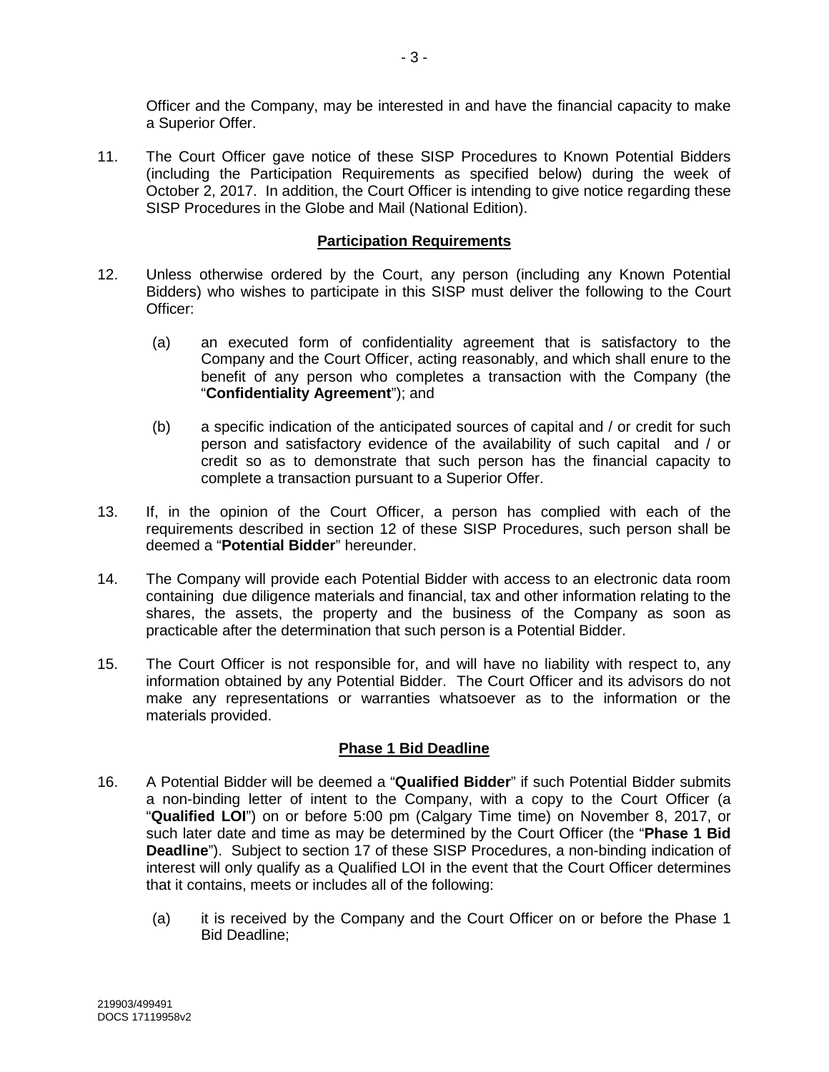Officer and the Company, may be interested in and have the financial capacity to make a Superior Offer.

11. The Court Officer gave notice of these SISP Procedures to Known Potential Bidders (including the Participation Requirements as specified below) during the week of October 2, 2017. In addition, the Court Officer is intending to give notice regarding these SISP Procedures in the Globe and Mail (National Edition).

**Participation Requirements**

12. Unless otherwise ordered by the Court, any person (including any Known Potential Bidders) who wishes to participate in this SISP must deliver the following to the Court Officer:

    (a) an executed form of confidentiality agreement that is satisfactory to the Company and the Court Officer, acting reasonably, and which shall enure to the benefit of any person who completes a transaction with the Company (the "**Confidentiality Agreement**"); and

    (b) a specific indication of the anticipated sources of capital and / or credit for such person and satisfactory evidence of the availability of such capital and / or credit so as to demonstrate that such person has the financial capacity to complete a transaction pursuant to a Superior Offer.

13. If, in the opinion of the Court Officer, a person has complied with each of the requirements described in section 12 of these SISP Procedures, such person shall be deemed a "**Potential Bidder**" hereunder.

14. The Company will provide each Potential Bidder with access to an electronic data room containing due diligence materials and financial, tax and other information relating to the shares, the assets, the property and the business of the Company as soon as practicable after the determination that such person is a Potential Bidder.

15. The Court Officer is not responsible for, and will have no liability with respect to, any information obtained by any Potential Bidder. The Court Officer and its advisors do not make any representations or warranties whatsoever as to the information or the materials provided.

**Phase 1 Bid Deadline**

16. A Potential Bidder will be deemed a "**Qualified Bidder**" if such Potential Bidder submits a non-binding letter of intent to the Company, with a copy to the Court Officer (a "**Qualified LOI**") on or before 5:00 pm (Calgary Time time) on November 8, 2017, or such later date and time as may be determined by the Court Officer (the "**Phase 1 Bid Deadline**"). Subject to section 17 of these SISP Procedures, a non-binding indication of interest will only qualify as a Qualified LOI in the event that the Court Officer determines that it contains, meets or includes all of the following:

    (a) it is received by the Company and the Court Officer on or before the Phase 1 Bid Deadline;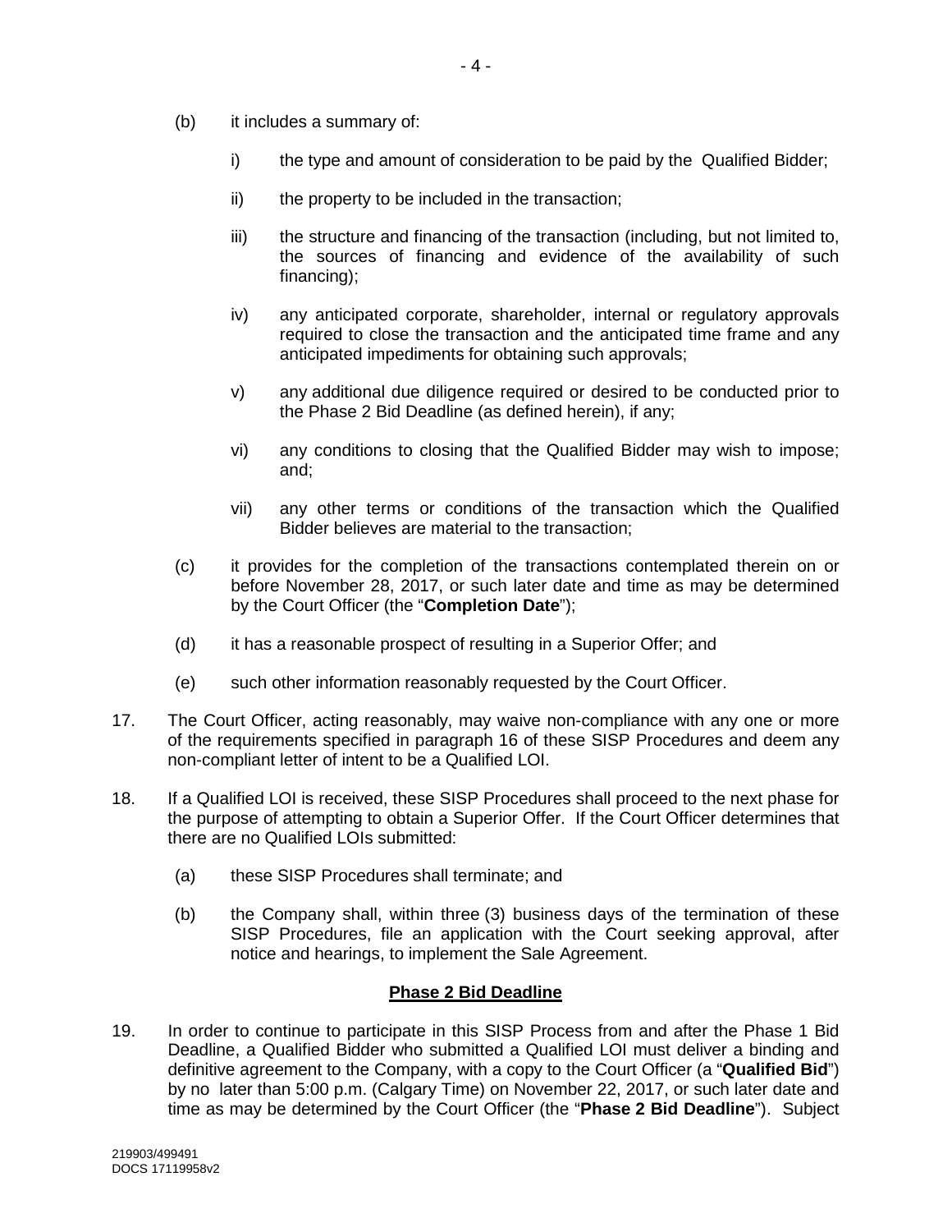(b) it includes a summary of:

   i) the type and amount of consideration to be paid by the Qualified Bidder;

   ii) the property to be included in the transaction;

   iii) the structure and financing of the transaction (including, but not limited to, the sources of financing and evidence of the availability of such financing);

   iv) any anticipated corporate, shareholder, internal or regulatory approvals required to close the transaction and the anticipated time frame and any anticipated impediments for obtaining such approvals;

   v) any additional due diligence required or desired to be conducted prior to the Phase 2 Bid Deadline (as defined herein), if any;

   vi) any conditions to closing that the Qualified Bidder may wish to impose; and;

   vii) any other terms or conditions of the transaction which the Qualified Bidder believes are material to the transaction;

(c) it provides for the completion of the transactions contemplated therein on or before November 28, 2017, or such later date and time as may be determined by the Court Officer (the "**Completion Date**");

(d) it has a reasonable prospect of resulting in a Superior Offer; and

(e) such other information reasonably requested by the Court Officer.

17. The Court Officer, acting reasonably, may waive non-compliance with any one or more of the requirements specified in paragraph 16 of these SISP Procedures and deem any non-compliant letter of intent to be a Qualified LOI.

18. If a Qualified LOI is received, these SISP Procedures shall proceed to the next phase for the purpose of attempting to obtain a Superior Offer. If the Court Officer determines that there are no Qualified LOIs submitted:

   (a) these SISP Procedures shall terminate; and

   (b) the Company shall, within three (3) business days of the termination of these SISP Procedures, file an application with the Court seeking approval, after notice and hearings, to implement the Sale Agreement.

## Phase 2 Bid Deadline

19. In order to continue to participate in this SISP Process from and after the Phase 1 Bid Deadline, a Qualified Bidder who submitted a Qualified LOI must deliver a binding and definitive agreement to the Company, with a copy to the Court Officer (a "**Qualified Bid**") by no later than 5:00 p.m. (Calgary Time) on November 22, 2017, or such later date and time as may be determined by the Court Officer (the "**Phase 2 Bid Deadline**"). Subject

219903/499491
DOCS 17119958v2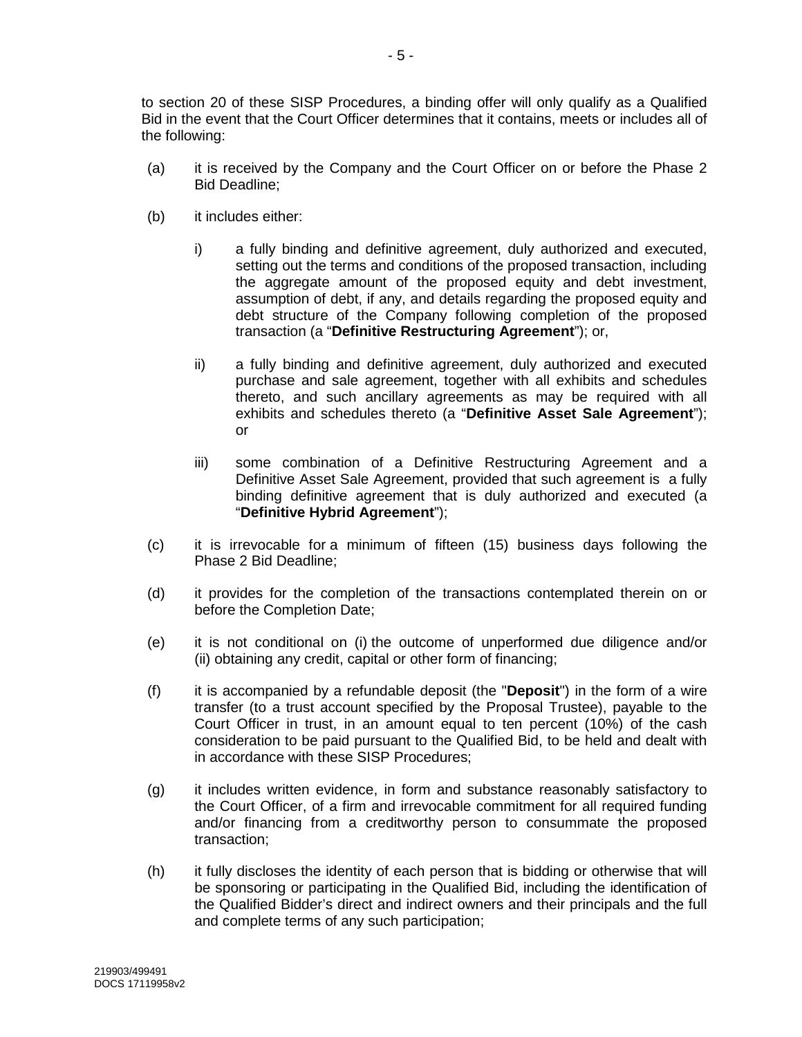to section 20 of these SISP Procedures, a binding offer will only qualify as a Qualified Bid in the event that the Court Officer determines that it contains, meets or includes all of the following:

(a) it is received by the Company and the Court Officer on or before the Phase 2 Bid Deadline;

(b) it includes either:

   i) a fully binding and definitive agreement, duly authorized and executed, setting out the terms and conditions of the proposed transaction, including the aggregate amount of the proposed equity and debt investment, assumption of debt, if any, and details regarding the proposed equity and debt structure of the Company following completion of the proposed transaction (a "**Definitive Restructuring Agreement**"); or,

   ii) a fully binding and definitive agreement, duly authorized and executed purchase and sale agreement, together with all exhibits and schedules thereto, and such ancillary agreements as may be required with all exhibits and schedules thereto (a "**Definitive Asset Sale Agreement**"); or

   iii) some combination of a Definitive Restructuring Agreement and a Definitive Asset Sale Agreement, provided that such agreement is a fully binding definitive agreement that is duly authorized and executed (a "**Definitive Hybrid Agreement**");

(c) it is irrevocable for a minimum of fifteen (15) business days following the Phase 2 Bid Deadline;

(d) it provides for the completion of the transactions contemplated therein on or before the Completion Date;

(e) it is not conditional on (i) the outcome of unperformed due diligence and/or (ii) obtaining any credit, capital or other form of financing;

(f) it is accompanied by a refundable deposit (the "**Deposit**") in the form of a wire transfer (to a trust account specified by the Proposal Trustee), payable to the Court Officer in trust, in an amount equal to ten percent (10%) of the cash consideration to be paid pursuant to the Qualified Bid, to be held and dealt with in accordance with these SISP Procedures;

(g) it includes written evidence, in form and substance reasonably satisfactory to the Court Officer, of a firm and irrevocable commitment for all required funding and/or financing from a creditworthy person to consummate the proposed transaction;

(h) it fully discloses the identity of each person that is bidding or otherwise that will be sponsoring or participating in the Qualified Bid, including the identification of the Qualified Bidder's direct and indirect owners and their principals and the full and complete terms of any such participation;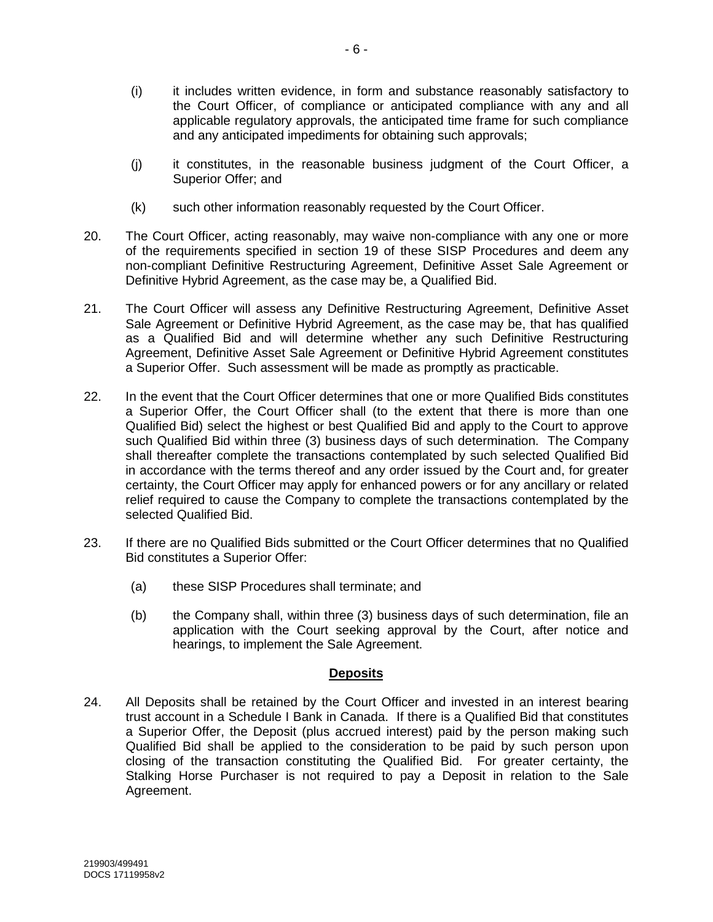(i) it includes written evidence, in form and substance reasonably satisfactory to the Court Officer, of compliance or anticipated compliance with any and all applicable regulatory approvals, the anticipated time frame for such compliance and any anticipated impediments for obtaining such approvals;

(j) it constitutes, in the reasonable business judgment of the Court Officer, a Superior Offer; and

(k) such other information reasonably requested by the Court Officer.

20. The Court Officer, acting reasonably, may waive non-compliance with any one or more of the requirements specified in section 19 of these SISP Procedures and deem any non-compliant Definitive Restructuring Agreement, Definitive Asset Sale Agreement or Definitive Hybrid Agreement, as the case may be, a Qualified Bid.

21. The Court Officer will assess any Definitive Restructuring Agreement, Definitive Asset Sale Agreement or Definitive Hybrid Agreement, as the case may be, that has qualified as a Qualified Bid and will determine whether any such Definitive Restructuring Agreement, Definitive Asset Sale Agreement or Definitive Hybrid Agreement constitutes a Superior Offer. Such assessment will be made as promptly as practicable.

22. In the event that the Court Officer determines that one or more Qualified Bids constitutes a Superior Offer, the Court Officer shall (to the extent that there is more than one Qualified Bid) select the highest or best Qualified Bid and apply to the Court to approve such Qualified Bid within three (3) business days of such determination. The Company shall thereafter complete the transactions contemplated by such selected Qualified Bid in accordance with the terms thereof and any order issued by the Court and, for greater certainty, the Court Officer may apply for enhanced powers or for any ancillary or related relief required to cause the Company to complete the transactions contemplated by the selected Qualified Bid.

23. If there are no Qualified Bids submitted or the Court Officer determines that no Qualified Bid constitutes a Superior Offer:

   (a) these SISP Procedures shall terminate; and

   (b) the Company shall, within three (3) business days of such determination, file an application with the Court seeking approval by the Court, after notice and hearings, to implement the Sale Agreement.

## Deposits

24. All Deposits shall be retained by the Court Officer and invested in an interest bearing trust account in a Schedule I Bank in Canada. If there is a Qualified Bid that constitutes a Superior Offer, the Deposit (plus accrued interest) paid by the person making such Qualified Bid shall be applied to the consideration to be paid by such person upon closing of the transaction constituting the Qualified Bid. For greater certainty, the Stalking Horse Purchaser is not required to pay a Deposit in relation to the Sale Agreement.

219903/499491
DOCS 17119958v2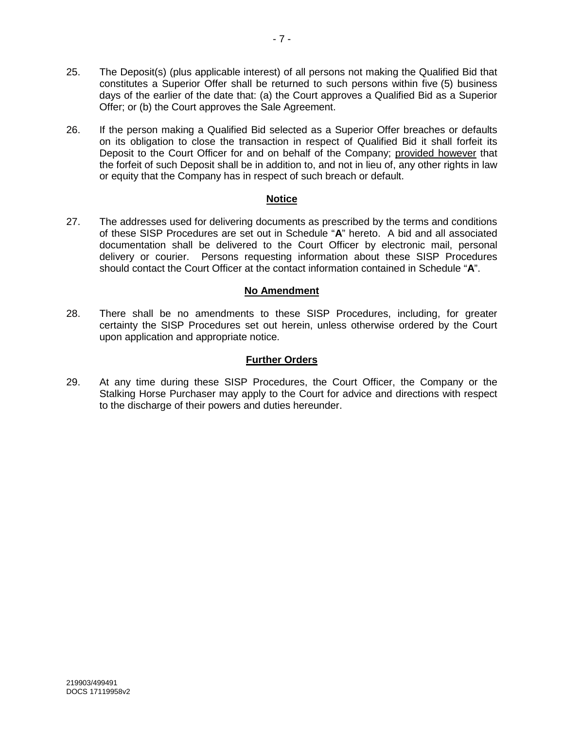25. The Deposit(s) (plus applicable interest) of all persons not making the Qualified Bid that constitutes a Superior Offer shall be returned to such persons within five (5) business days of the earlier of the date that: (a) the Court approves a Qualified Bid as a Superior Offer; or (b) the Court approves the Sale Agreement.

26. If the person making a Qualified Bid selected as a Superior Offer breaches or defaults on its obligation to close the transaction in respect of Qualified Bid it shall forfeit its Deposit to the Court Officer for and on behalf of the Company; provided however that the forfeit of such Deposit shall be in addition to, and not in lieu of, any other rights in law or equity that the Company has in respect of such breach or default.

## Notice

27. The addresses used for delivering documents as prescribed by the terms and conditions of these SISP Procedures are set out in Schedule "**A**" hereto. A bid and all associated documentation shall be delivered to the Court Officer by electronic mail, personal delivery or courier. Persons requesting information about these SISP Procedures should contact the Court Officer at the contact information contained in Schedule "**A**".

## No Amendment

28. There shall be no amendments to these SISP Procedures, including, for greater certainty the SISP Procedures set out herein, unless otherwise ordered by the Court upon application and appropriate notice.

## Further Orders

29. At any time during these SISP Procedures, the Court Officer, the Company or the Stalking Horse Purchaser may apply to the Court for advice and directions with respect to the discharge of their powers and duties hereunder.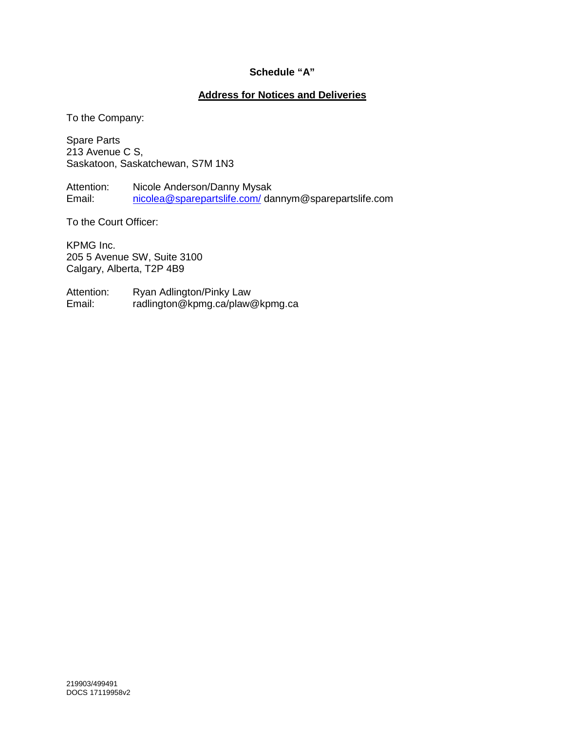**Schedule "A"**

**Address for Notices and Deliveries**

To the Company:

Spare Parts
213 Avenue C S,
Saskatoon, Saskatchewan, S7M 1N3

Attention: Nicole Anderson/Danny Mysak
Email: nicolea@sparepartslife.com/ dannym@sparepartslife.com

To the Court Officer:

KPMG Inc.
205 5 Avenue SW, Suite 3100
Calgary, Alberta, T2P 4B9

Attention: Ryan Adlington/Pinky Law
Email: radlington@kpmg.ca/plaw@kpmg.ca

219903/499491
DOCS 17119958v2